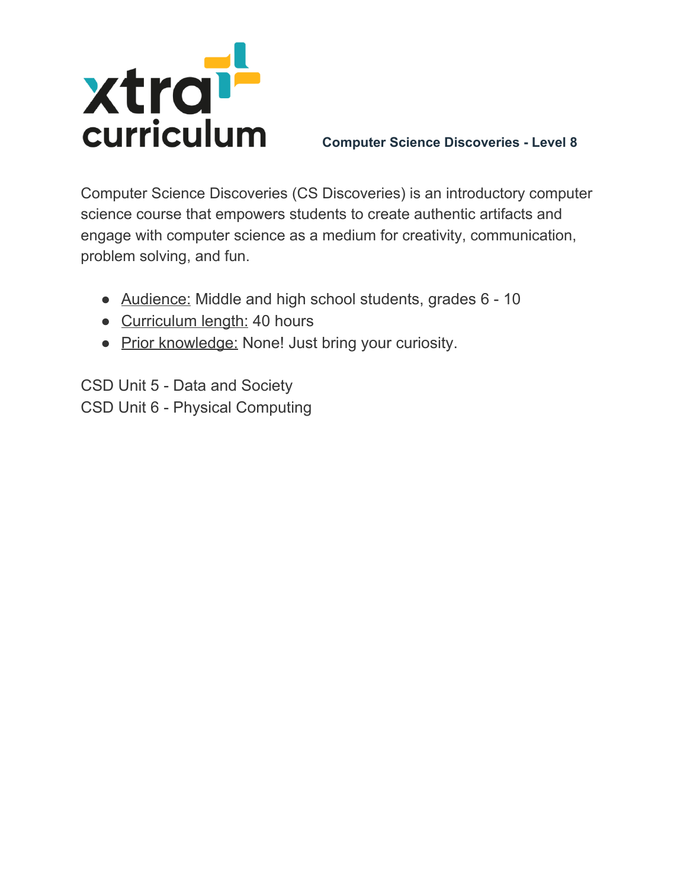xtra curriculum

**Computer Science Discoveries - Level 8**

Computer Science Discoveries (CS Discoveries) is an introductory computer science course that empowers students to create authentic artifacts and engage with computer science as a medium for creativity, communication, problem solving, and fun.

- Audience: Middle and high school students, grades 6 - 10
- Curriculum length: 40 hours
- Prior knowledge: None! Just bring your curiosity.

CSD Unit 5 - Data and Society
CSD Unit 6 - Physical Computing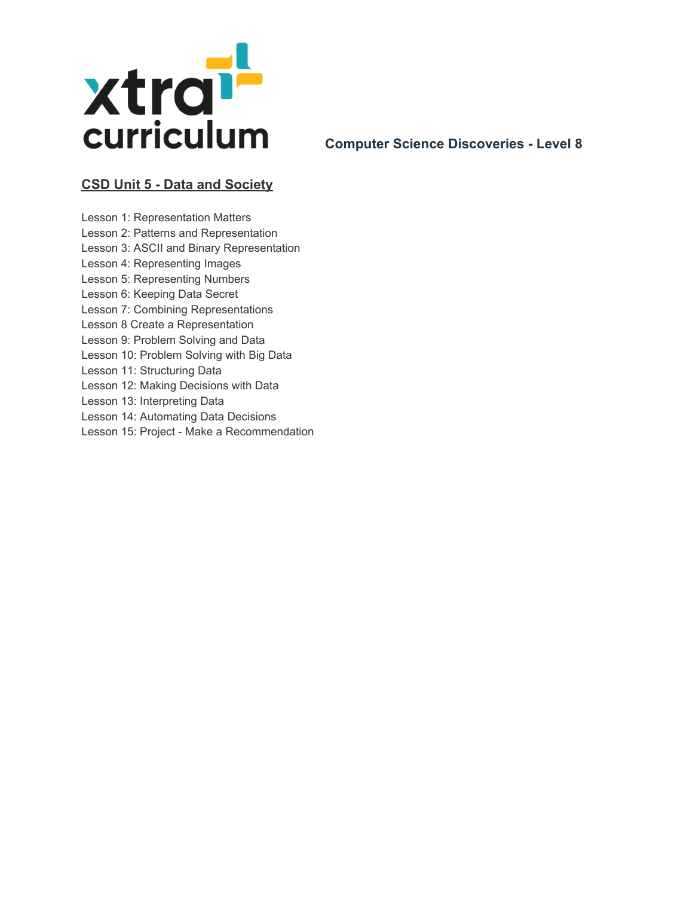**Computer Science Discoveries - Level 8**

## CSD Unit 5 - Data and Society

Lesson 1: Representation Matters
Lesson 2: Patterns and Representation
Lesson 3: ASCII and Binary Representation
Lesson 4: Representing Images
Lesson 5: Representing Numbers
Lesson 6: Keeping Data Secret
Lesson 7: Combining Representations
Lesson 8 Create a Representation
Lesson 9: Problem Solving and Data
Lesson 10: Problem Solving with Big Data
Lesson 11: Structuring Data
Lesson 12: Making Decisions with Data
Lesson 13: Interpreting Data
Lesson 14: Automating Data Decisions
Lesson 15: Project - Make a Recommendation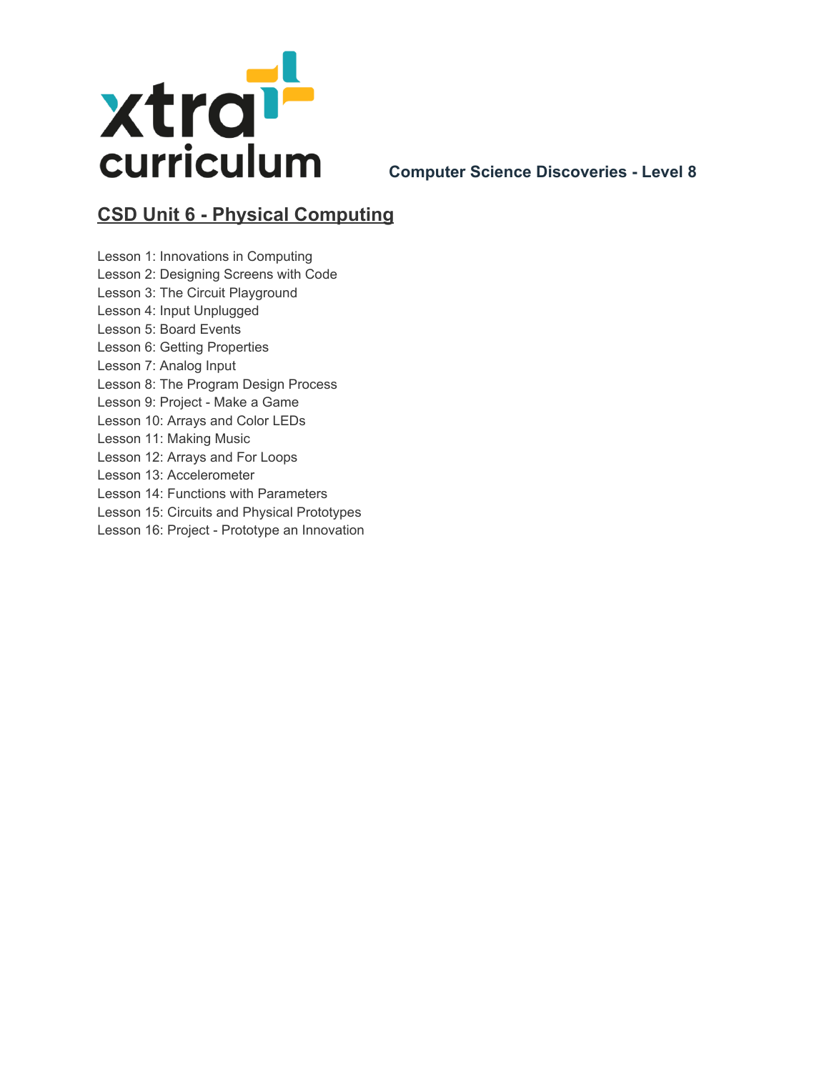xtra curriculum

**Computer Science Discoveries - Level 8**

## CSD Unit 6 - Physical Computing

Lesson 1: Innovations in Computing
Lesson 2: Designing Screens with Code
Lesson 3: The Circuit Playground
Lesson 4: Input Unplugged
Lesson 5: Board Events
Lesson 6: Getting Properties
Lesson 7: Analog Input
Lesson 8: The Program Design Process
Lesson 9: Project - Make a Game
Lesson 10: Arrays and Color LEDs
Lesson 11: Making Music
Lesson 12: Arrays and For Loops
Lesson 13: Accelerometer
Lesson 14: Functions with Parameters
Lesson 15: Circuits and Physical Prototypes
Lesson 16: Project - Prototype an Innovation